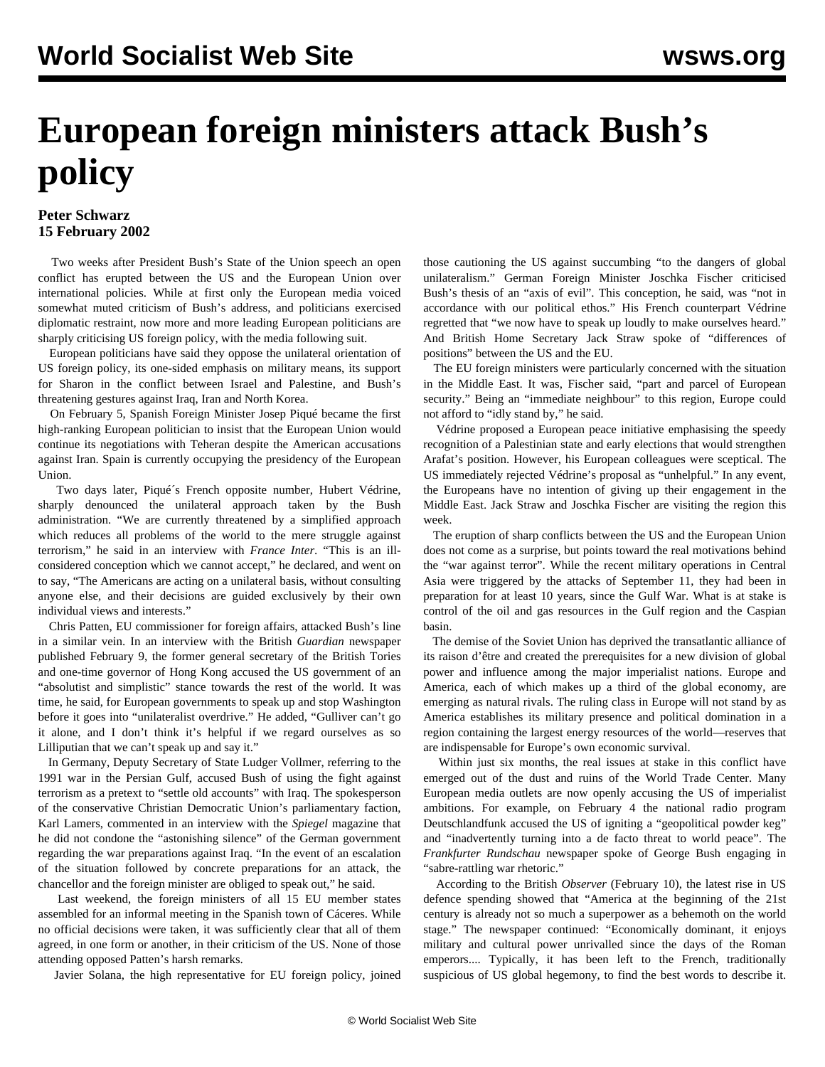# European foreign ministers attack Bush's policy

**Peter Schwarz**
**15 February 2002**

Two weeks after President Bush's State of the Union speech an open conflict has erupted between the US and the European Union over international policies. While at first only the European media voiced somewhat muted criticism of Bush's address, and politicians exercised diplomatic restraint, now more and more leading European politicians are sharply criticising US foreign policy, with the media following suit.

European politicians have said they oppose the unilateral orientation of US foreign policy, its one-sided emphasis on military means, its support for Sharon in the conflict between Israel and Palestine, and Bush's threatening gestures against Iraq, Iran and North Korea.

On February 5, Spanish Foreign Minister Josep Piqué became the first high-ranking European politician to insist that the European Union would continue its negotiations with Teheran despite the American accusations against Iran. Spain is currently occupying the presidency of the European Union.

Two days later, Piqué´s French opposite number, Hubert Védrine, sharply denounced the unilateral approach taken by the Bush administration. "We are currently threatened by a simplified approach which reduces all problems of the world to the mere struggle against terrorism," he said in an interview with *France Inter*. "This is an ill-considered conception which we cannot accept," he declared, and went on to say, "The Americans are acting on a unilateral basis, without consulting anyone else, and their decisions are guided exclusively by their own individual views and interests."

Chris Patten, EU commissioner for foreign affairs, attacked Bush's line in a similar vein. In an interview with the British *Guardian* newspaper published February 9, the former general secretary of the British Tories and one-time governor of Hong Kong accused the US government of an "absolutist and simplistic" stance towards the rest of the world. It was time, he said, for European governments to speak up and stop Washington before it goes into "unilateralist overdrive." He added, "Gulliver can't go it alone, and I don't think it's helpful if we regard ourselves as so Lilliputian that we can't speak up and say it."

In Germany, Deputy Secretary of State Ludger Vollmer, referring to the 1991 war in the Persian Gulf, accused Bush of using the fight against terrorism as a pretext to "settle old accounts" with Iraq. The spokesperson of the conservative Christian Democratic Union's parliamentary faction, Karl Lamers, commented in an interview with the *Spiegel* magazine that he did not condone the "astonishing silence" of the German government regarding the war preparations against Iraq. "In the event of an escalation of the situation followed by concrete preparations for an attack, the chancellor and the foreign minister are obliged to speak out," he said.

Last weekend, the foreign ministers of all 15 EU member states assembled for an informal meeting in the Spanish town of Cáceres. While no official decisions were taken, it was sufficiently clear that all of them agreed, in one form or another, in their criticism of the US. None of those attending opposed Patten's harsh remarks.

Javier Solana, the high representative for EU foreign policy, joined those cautioning the US against succumbing "to the dangers of global unilateralism." German Foreign Minister Joschka Fischer criticised Bush's thesis of an "axis of evil". This conception, he said, was "not in accordance with our political ethos." His French counterpart Védrine regretted that "we now have to speak up loudly to make ourselves heard." And British Home Secretary Jack Straw spoke of "differences of positions" between the US and the EU.

The EU foreign ministers were particularly concerned with the situation in the Middle East. It was, Fischer said, "part and parcel of European security." Being an "immediate neighbour" to this region, Europe could not afford to "idly stand by," he said.

Védrine proposed a European peace initiative emphasising the speedy recognition of a Palestinian state and early elections that would strengthen Arafat's position. However, his European colleagues were sceptical. The US immediately rejected Védrine's proposal as "unhelpful." In any event, the Europeans have no intention of giving up their engagement in the Middle East. Jack Straw and Joschka Fischer are visiting the region this week.

The eruption of sharp conflicts between the US and the European Union does not come as a surprise, but points toward the real motivations behind the "war against terror". While the recent military operations in Central Asia were triggered by the attacks of September 11, they had been in preparation for at least 10 years, since the Gulf War. What is at stake is control of the oil and gas resources in the Gulf region and the Caspian basin.

The demise of the Soviet Union has deprived the transatlantic alliance of its raison d'être and created the prerequisites for a new division of global power and influence among the major imperialist nations. Europe and America, each of which makes up a third of the global economy, are emerging as natural rivals. The ruling class in Europe will not stand by as America establishes its military presence and political domination in a region containing the largest energy resources of the world—reserves that are indispensable for Europe's own economic survival.

Within just six months, the real issues at stake in this conflict have emerged out of the dust and ruins of the World Trade Center. Many European media outlets are now openly accusing the US of imperialist ambitions. For example, on February 4 the national radio program Deutschlandfunk accused the US of igniting a "geopolitical powder keg" and "inadvertently turning into a de facto threat to world peace". The *Frankfurter Rundschau* newspaper spoke of George Bush engaging in "sabre-rattling war rhetoric."

According to the British *Observer* (February 10), the latest rise in US defence spending showed that "America at the beginning of the 21st century is already not so much a superpower as a behemoth on the world stage." The newspaper continued: "Economically dominant, it enjoys military and cultural power unrivalled since the days of the Roman emperors.... Typically, it has been left to the French, traditionally suspicious of US global hegemony, to find the best words to describe it.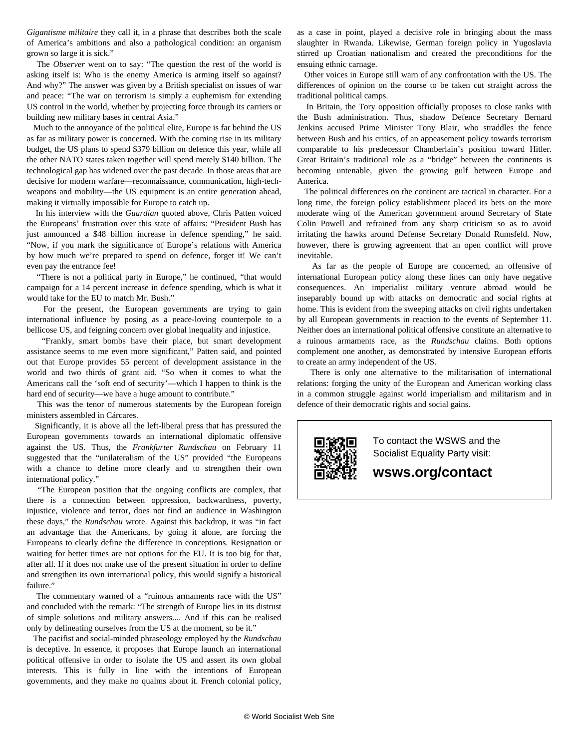*Gigantisme militaire* they call it, in a phrase that describes both the scale of America's ambitions and also a pathological condition: an organism grown so large it is sick."

The *Observer* went on to say: "The question the rest of the world is asking itself is: Who is the enemy America is arming itself so against? And why?" The answer was given by a British specialist on issues of war and peace: "The war on terrorism is simply a euphemism for extending US control in the world, whether by projecting force through its carriers or building new military bases in central Asia."

Much to the annoyance of the political elite, Europe is far behind the US as far as military power is concerned. With the coming rise in its military budget, the US plans to spend $379 billion on defence this year, while all the other NATO states taken together will spend merely $140 billion. The technological gap has widened over the past decade. In those areas that are decisive for modern warfare—reconnaissance, communication, high-tech-weapons and mobility—the US equipment is an entire generation ahead, making it virtually impossible for Europe to catch up.

In his interview with the *Guardian* quoted above, Chris Patten voiced the Europeans' frustration over this state of affairs: "President Bush has just announced a $48 billion increase in defence spending," he said. "Now, if you mark the significance of Europe's relations with America by how much we're prepared to spend on defence, forget it! We can't even pay the entrance fee!

"There is not a political party in Europe," he continued, "that would campaign for a 14 percent increase in defence spending, which is what it would take for the EU to match Mr. Bush."

For the present, the European governments are trying to gain international influence by posing as a peace-loving counterpole to a bellicose US, and feigning concern over global inequality and injustice.

"Frankly, smart bombs have their place, but smart development assistance seems to me even more significant," Patten said, and pointed out that Europe provides 55 percent of development assistance in the world and two thirds of grant aid. "So when it comes to what the Americans call the 'soft end of security'—which I happen to think is the hard end of security—we have a huge amount to contribute."

This was the tenor of numerous statements by the European foreign ministers assembled in Cárcares.

Significantly, it is above all the left-liberal press that has pressured the European governments towards an international diplomatic offensive against the US. Thus, the *Frankfurter Rundschau* on February 11 suggested that the "unilateralism of the US" provided "the Europeans with a chance to define more clearly and to strengthen their own international policy."

"The European position that the ongoing conflicts are complex, that there is a connection between oppression, backwardness, poverty, injustice, violence and terror, does not find an audience in Washington these days," the *Rundschau* wrote. Against this backdrop, it was "in fact an advantage that the Americans, by going it alone, are forcing the Europeans to clearly define the difference in conceptions. Resignation or waiting for better times are not options for the EU. It is too big for that, after all. If it does not make use of the present situation in order to define and strengthen its own international policy, this would signify a historical failure."

The commentary warned of a "ruinous armaments race with the US" and concluded with the remark: "The strength of Europe lies in its distrust of simple solutions and military answers.... And if this can be realised only by delineating ourselves from the US at the moment, so be it."

The pacifist and social-minded phraseology employed by the *Rundschau* is deceptive. In essence, it proposes that Europe launch an international political offensive in order to isolate the US and assert its own global interests. This is fully in line with the intentions of European governments, and they make no qualms about it. French colonial policy, as a case in point, played a decisive role in bringing about the mass slaughter in Rwanda. Likewise, German foreign policy in Yugoslavia stirred up Croatian nationalism and created the preconditions for the ensuing ethnic carnage.

Other voices in Europe still warn of any confrontation with the US. The differences of opinion on the course to be taken cut straight across the traditional political camps.

In Britain, the Tory opposition officially proposes to close ranks with the Bush administration. Thus, shadow Defence Secretary Bernard Jenkins accused Prime Minister Tony Blair, who straddles the fence between Bush and his critics, of an appeasement policy towards terrorism comparable to his predecessor Chamberlain's position toward Hitler. Great Britain's traditional role as a "bridge" between the continents is becoming untenable, given the growing gulf between Europe and America.

The political differences on the continent are tactical in character. For a long time, the foreign policy establishment placed its bets on the more moderate wing of the American government around Secretary of State Colin Powell and refrained from any sharp criticism so as to avoid irritating the hawks around Defense Secretary Donald Rumsfeld. Now, however, there is growing agreement that an open conflict will prove inevitable.

As far as the people of Europe are concerned, an offensive of international European policy along these lines can only have negative consequences. An imperialist military venture abroad would be inseparably bound up with attacks on democratic and social rights at home. This is evident from the sweeping attacks on civil rights undertaken by all European governments in reaction to the events of September 11. Neither does an international political offensive constitute an alternative to a ruinous armaments race, as the *Rundschau* claims. Both options complement one another, as demonstrated by intensive European efforts to create an army independent of the US.

There is only one alternative to the militarisation of international relations: forging the unity of the European and American working class in a common struggle against world imperialism and militarism and in defence of their democratic rights and social gains.

To contact the WSWS and the Socialist Equality Party visit:

**wsws.org/contact**